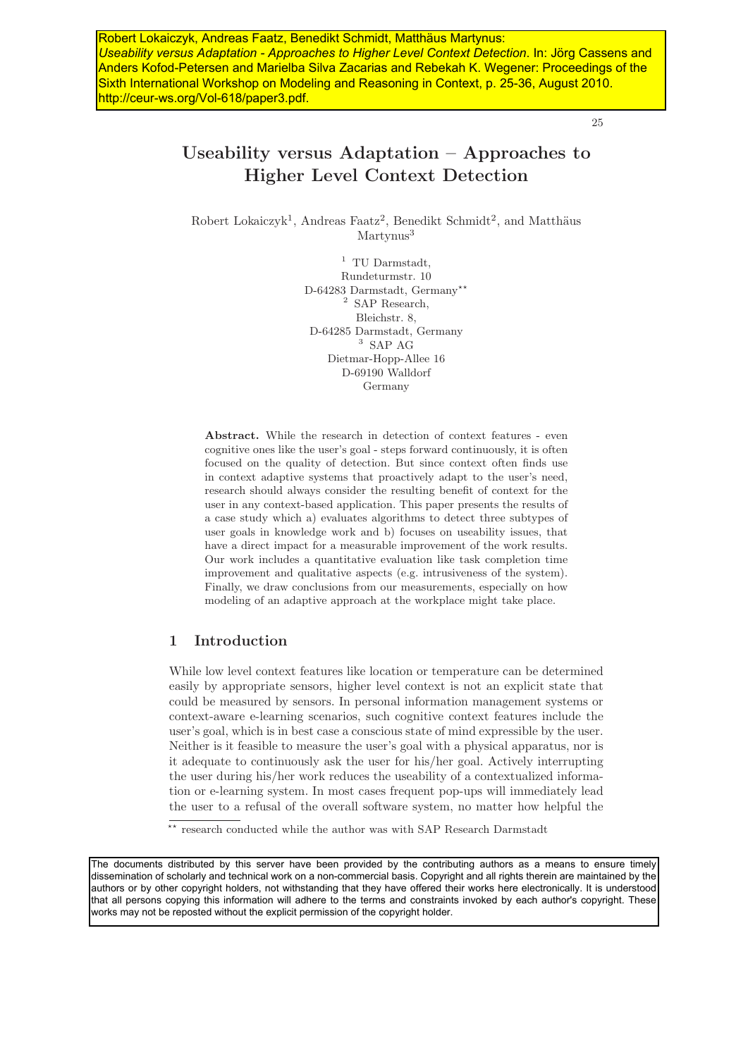Robert Lokaiczyk, Andreas Faatz, Benedikt Schmidt, Matthäus Martynus: *Useability versus Adaptation - Approaches to Higher Level Context Detection*. In: Jörg Cassens and Anders Kofod-Petersen and Marielba Silva Zacarias and Rebekah K. Wegener: Proceedings of the Sixth International Workshop on Modeling and Reasoning in Context, p. 25-36, August 2010. http://ceur-ws.org/Vol-618/paper3.pdf.

# Useability versus Adaptation – Approaches to Higher Level Context Detection

Robert Lokaiczyk[1], Andreas Faatz[2], Benedikt Schmidt[2], and Matthäus Martynus[3]

[1] TU Darmstadt,
Rundeturmstr. 10
D-64283 Darmstadt, Germany[**]

[2] SAP Research,
Bleichstr. 8,
D-64285 Darmstadt, Germany

[3] SAP AG
Dietmar-Hopp-Allee 16
D-69190 Walldorf
Germany

**Abstract.** While the research in detection of context features - even cognitive ones like the user's goal - steps forward continuously, it is often focused on the quality of detection. But since context often finds use in context adaptive systems that proactively adapt to the user's need, research should always consider the resulting benefit of context for the user in any context-based application. This paper presents the results of a case study which a) evaluates algorithms to detect three subtypes of user goals in knowledge work and b) focuses on useability issues, that have a direct impact for a measurable improvement of the work results. Our work includes a quantitative evaluation like task completion time improvement and qualitative aspects (e.g. intrusiveness of the system). Finally, we draw conclusions from our measurements, especially on how modeling of an adaptive approach at the workplace might take place.

## 1 Introduction

While low level context features like location or temperature can be determined easily by appropriate sensors, higher level context is not an explicit state that could be measured by sensors. In personal information management systems or context-aware e-learning scenarios, such cognitive context features include the user's goal, which is in best case a conscious state of mind expressible by the user. Neither is it feasible to measure the user's goal with a physical apparatus, nor is it adequate to continuously ask the user for his/her goal. Actively interrupting the user during his/her work reduces the useability of a contextualized information or e-learning system. In most cases frequent pop-ups will immediately lead the user to a refusal of the overall software system, no matter how helpful the

[**] research conducted while the author was with SAP Research Darmstadt

The documents distributed by this server have been provided by the contributing authors as a means to ensure timely dissemination of scholarly and technical work on a non-commercial basis. Copyright and all rights therein are maintained by the authors or by other copyright holders, not withstanding that they have offered their works here electronically. It is understood that all persons copying this information will adhere to the terms and constraints invoked by each author's copyright. These works may not be reposted without the explicit permission of the copyright holder.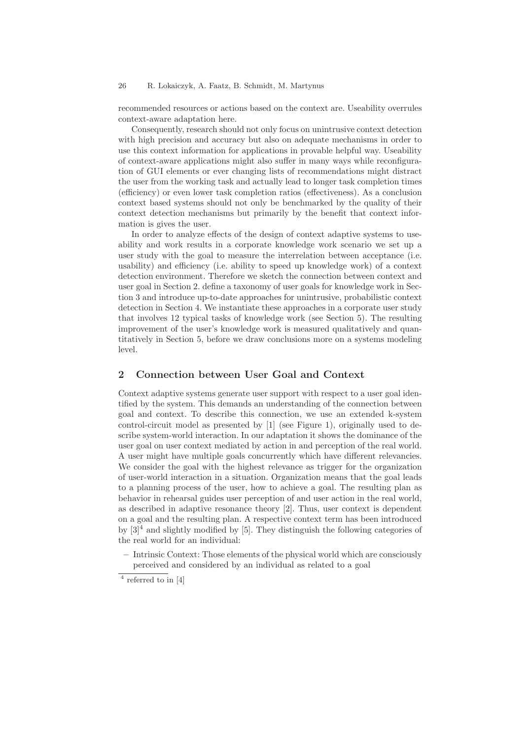recommended resources or actions based on the context are. Useability overrules context-aware adaptation here.

Consequently, research should not only focus on unintrusive context detection with high precision and accuracy but also on adequate mechanisms in order to use this context information for applications in provable helpful way. Useability of context-aware applications might also suffer in many ways while reconfiguration of GUI elements or ever changing lists of recommendations might distract the user from the working task and actually lead to longer task completion times (efficiency) or even lower task completion ratios (effectiveness). As a conclusion context based systems should not only be benchmarked by the quality of their context detection mechanisms but primarily by the benefit that context information is gives the user.

In order to analyze effects of the design of context adaptive systems to useability and work results in a corporate knowledge work scenario we set up a user study with the goal to measure the interrelation between acceptance (i.e. usability) and efficiency (i.e. ability to speed up knowledge work) of a context detection environment. Therefore we sketch the connection between context and user goal in Section 2. define a taxonomy of user goals for knowledge work in Section 3 and introduce up-to-date approaches for unintrusive, probabilistic context detection in Section 4. We instantiate these approaches in a corporate user study that involves 12 typical tasks of knowledge work (see Section 5). The resulting improvement of the user's knowledge work is measured qualitatively and quantitatively in Section 5, before we draw conclusions more on a systems modeling level.

## 2 Connection between User Goal and Context

Context adaptive systems generate user support with respect to a user goal identified by the system. This demands an understanding of the connection between goal and context. To describe this connection, we use an extended k-system control-circuit model as presented by [1] (see Figure 1), originally used to describe system-world interaction. In our adaptation it shows the dominance of the user goal on user context mediated by action in and perception of the real world. A user might have multiple goals concurrently which have different relevancies. We consider the goal with the highest relevance as trigger for the organization of user-world interaction in a situation. Organization means that the goal leads to a planning process of the user, how to achieve a goal. The resulting plan as behavior in rehearsal guides user perception of and user action in the real world, as described in adaptive resonance theory [2]. Thus, user context is dependent on a goal and the resulting plan. A respective context term has been introduced by [3][4] and slightly modified by [5]. They distinguish the following categories of the real world for an individual:

- Intrinsic Context: Those elements of the physical world which are consciously perceived and considered by an individual as related to a goal

[4] referred to in [4]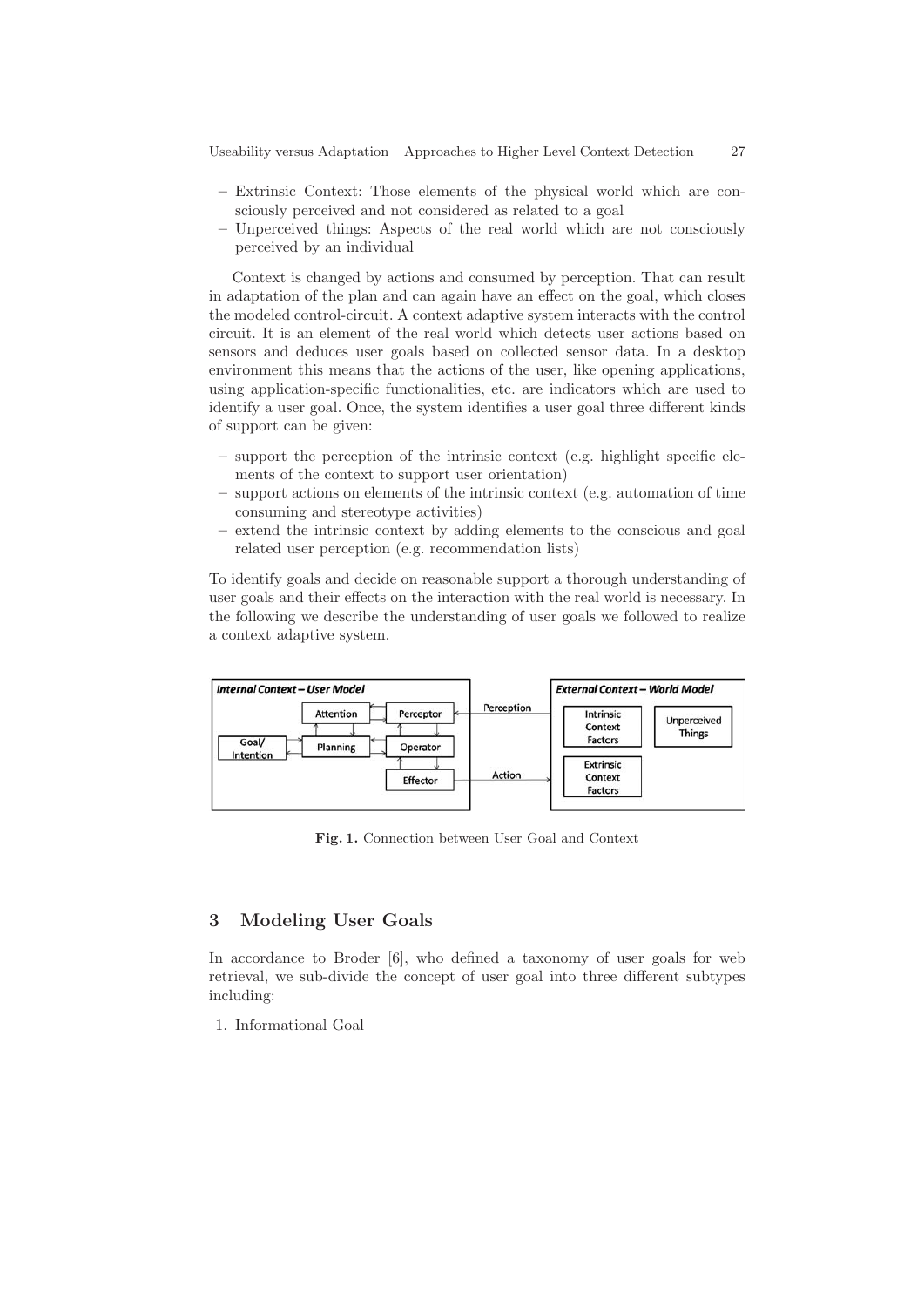- Extrinsic Context: Those elements of the physical world which are consciously perceived and not considered as related to a goal
- Unperceived things: Aspects of the real world which are not consciously perceived by an individual

Context is changed by actions and consumed by perception. That can result in adaptation of the plan and can again have an effect on the goal, which closes the modeled control-circuit. A context adaptive system interacts with the control circuit. It is an element of the real world which detects user actions based on sensors and deduces user goals based on collected sensor data. In a desktop environment this means that the actions of the user, like opening applications, using application-specific functionalities, etc. are indicators which are used to identify a user goal. Once, the system identifies a user goal three different kinds of support can be given:

- support the perception of the intrinsic context (e.g. highlight specific elements of the context to support user orientation)
- support actions on elements of the intrinsic context (e.g. automation of time consuming and stereotype activities)
- extend the intrinsic context by adding elements to the conscious and goal related user perception (e.g. recommendation lists)

To identify goals and decide on reasonable support a thorough understanding of user goals and their effects on the interaction with the real world is necessary. In the following we describe the understanding of user goals we followed to realize a context adaptive system.

**Fig. 1.** Connection between User Goal and Context

## 3 Modeling User Goals

In accordance to Broder [6], who defined a taxonomy of user goals for web retrieval, we sub-divide the concept of user goal into three different subtypes including:

1. Informational Goal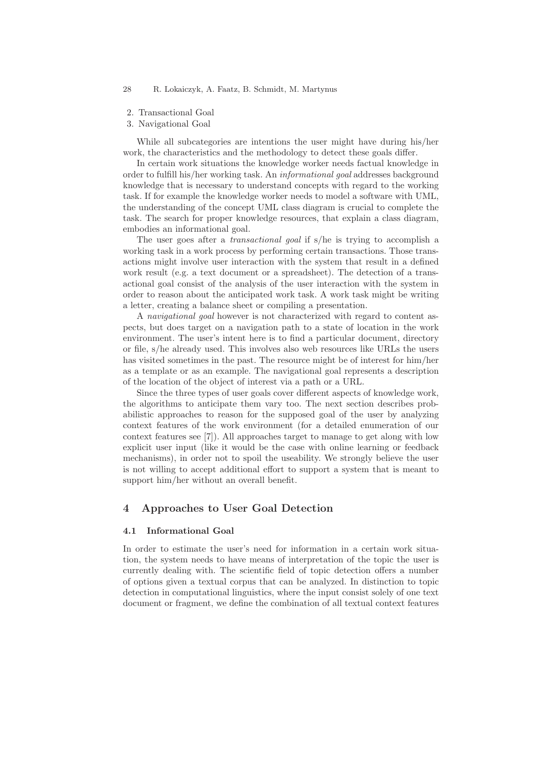2. Transactional Goal
3. Navigational Goal

While all subcategories are intentions the user might have during his/her work, the characteristics and the methodology to detect these goals differ.

In certain work situations the knowledge worker needs factual knowledge in order to fulfill his/her working task. An *informational goal* addresses background knowledge that is necessary to understand concepts with regard to the working task. If for example the knowledge worker needs to model a software with UML, the understanding of the concept UML class diagram is crucial to complete the task. The search for proper knowledge resources, that explain a class diagram, embodies an informational goal.

The user goes after a *transactional goal* if s/he is trying to accomplish a working task in a work process by performing certain transactions. Those transactions might involve user interaction with the system that result in a defined work result (e.g. a text document or a spreadsheet). The detection of a transactional goal consist of the analysis of the user interaction with the system in order to reason about the anticipated work task. A work task might be writing a letter, creating a balance sheet or compiling a presentation.

A *navigational goal* however is not characterized with regard to content aspects, but does target on a navigation path to a state of location in the work environment. The user's intent here is to find a particular document, directory or file, s/he already used. This involves also web resources like URLs the users has visited sometimes in the past. The resource might be of interest for him/her as a template or as an example. The navigational goal represents a description of the location of the object of interest via a path or a URL.

Since the three types of user goals cover different aspects of knowledge work, the algorithms to anticipate them vary too. The next section describes probabilistic approaches to reason for the supposed goal of the user by analyzing context features of the work environment (for a detailed enumeration of our context features see [7]). All approaches target to manage to get along with low explicit user input (like it would be the case with online learning or feedback mechanisms), in order not to spoil the useability. We strongly believe the user is not willing to accept additional effort to support a system that is meant to support him/her without an overall benefit.

## 4 Approaches to User Goal Detection

### 4.1 Informational Goal

In order to estimate the user's need for information in a certain work situation, the system needs to have means of interpretation of the topic the user is currently dealing with. The scientific field of topic detection offers a number of options given a textual corpus that can be analyzed. In distinction to topic detection in computational linguistics, where the input consist solely of one text document or fragment, we define the combination of all textual context features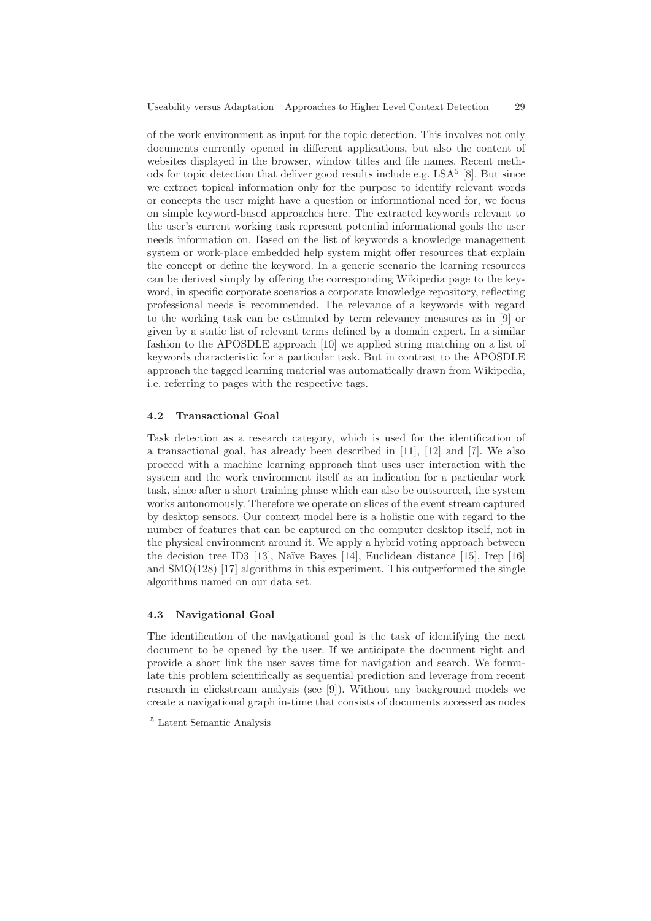of the work environment as input for the topic detection. This involves not only documents currently opened in different applications, but also the content of websites displayed in the browser, window titles and file names. Recent methods for topic detection that deliver good results include e.g. LSA[5] [8]. But since we extract topical information only for the purpose to identify relevant words or concepts the user might have a question or informational need for, we focus on simple keyword-based approaches here. The extracted keywords relevant to the user's current working task represent potential informational goals the user needs information on. Based on the list of keywords a knowledge management system or work-place embedded help system might offer resources that explain the concept or define the keyword. In a generic scenario the learning resources can be derived simply by offering the corresponding Wikipedia page to the keyword, in specific corporate scenarios a corporate knowledge repository, reflecting professional needs is recommended. The relevance of a keywords with regard to the working task can be estimated by term relevancy measures as in [9] or given by a static list of relevant terms defined by a domain expert. In a similar fashion to the APOSDLE approach [10] we applied string matching on a list of keywords characteristic for a particular task. But in contrast to the APOSDLE approach the tagged learning material was automatically drawn from Wikipedia, i.e. referring to pages with the respective tags.

### 4.2 Transactional Goal

Task detection as a research category, which is used for the identification of a transactional goal, has already been described in [11], [12] and [7]. We also proceed with a machine learning approach that uses user interaction with the system and the work environment itself as an indication for a particular work task, since after a short training phase which can also be outsourced, the system works autonomously. Therefore we operate on slices of the event stream captured by desktop sensors. Our context model here is a holistic one with regard to the number of features that can be captured on the computer desktop itself, not in the physical environment around it. We apply a hybrid voting approach between the decision tree ID3 [13], Naïve Bayes [14], Euclidean distance [15], Irep [16] and SMO(128) [17] algorithms in this experiment. This outperformed the single algorithms named on our data set.

### 4.3 Navigational Goal

The identification of the navigational goal is the task of identifying the next document to be opened by the user. If we anticipate the document right and provide a short link the user saves time for navigation and search. We formulate this problem scientifically as sequential prediction and leverage from recent research in clickstream analysis (see [9]). Without any background models we create a navigational graph in-time that consists of documents accessed as nodes

[5] Latent Semantic Analysis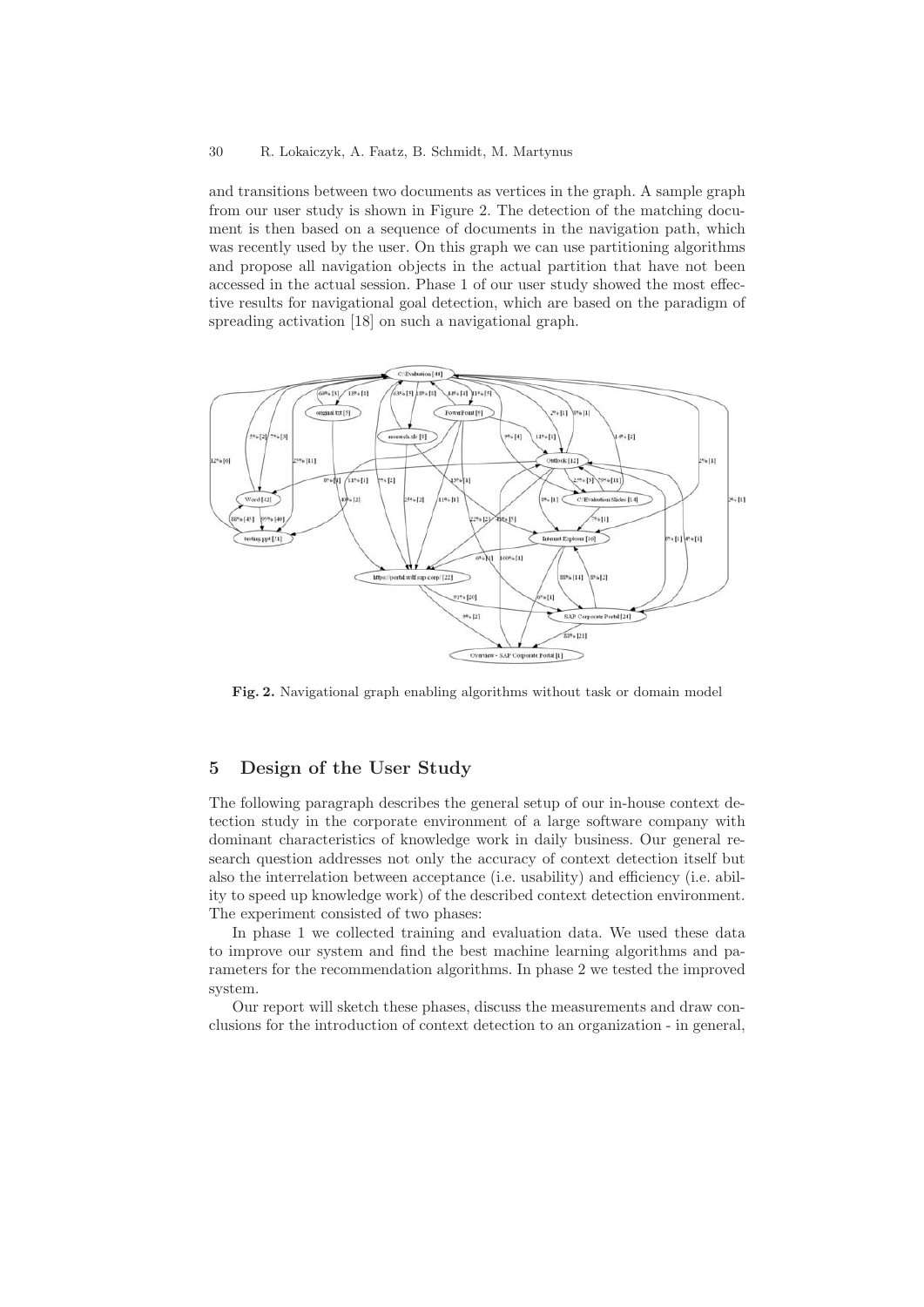and transitions between two documents as vertices in the graph. A sample graph from our user study is shown in Figure 2. The detection of the matching document is then based on a sequence of documents in the navigation path, which was recently used by the user. On this graph we can use partitioning algorithms and propose all navigation objects in the actual partition that have not been accessed in the actual session. Phase 1 of our user study showed the most effective results for navigational goal detection, which are based on the paradigm of spreading activation [18] on such a navigational graph.

**Fig. 2.** Navigational graph enabling algorithms without task or domain model

## 5 Design of the User Study

The following paragraph describes the general setup of our in-house context detection study in the corporate environment of a large software company with dominant characteristics of knowledge work in daily business. Our general research question addresses not only the accuracy of context detection itself but also the interrelation between acceptance (i.e. usability) and efficiency (i.e. ability to speed up knowledge work) of the described context detection environment. The experiment consisted of two phases:

In phase 1 we collected training and evaluation data. We used these data to improve our system and find the best machine learning algorithms and parameters for the recommendation algorithms. In phase 2 we tested the improved system.

Our report will sketch these phases, discuss the measurements and draw conclusions for the introduction of context detection to an organization - in general,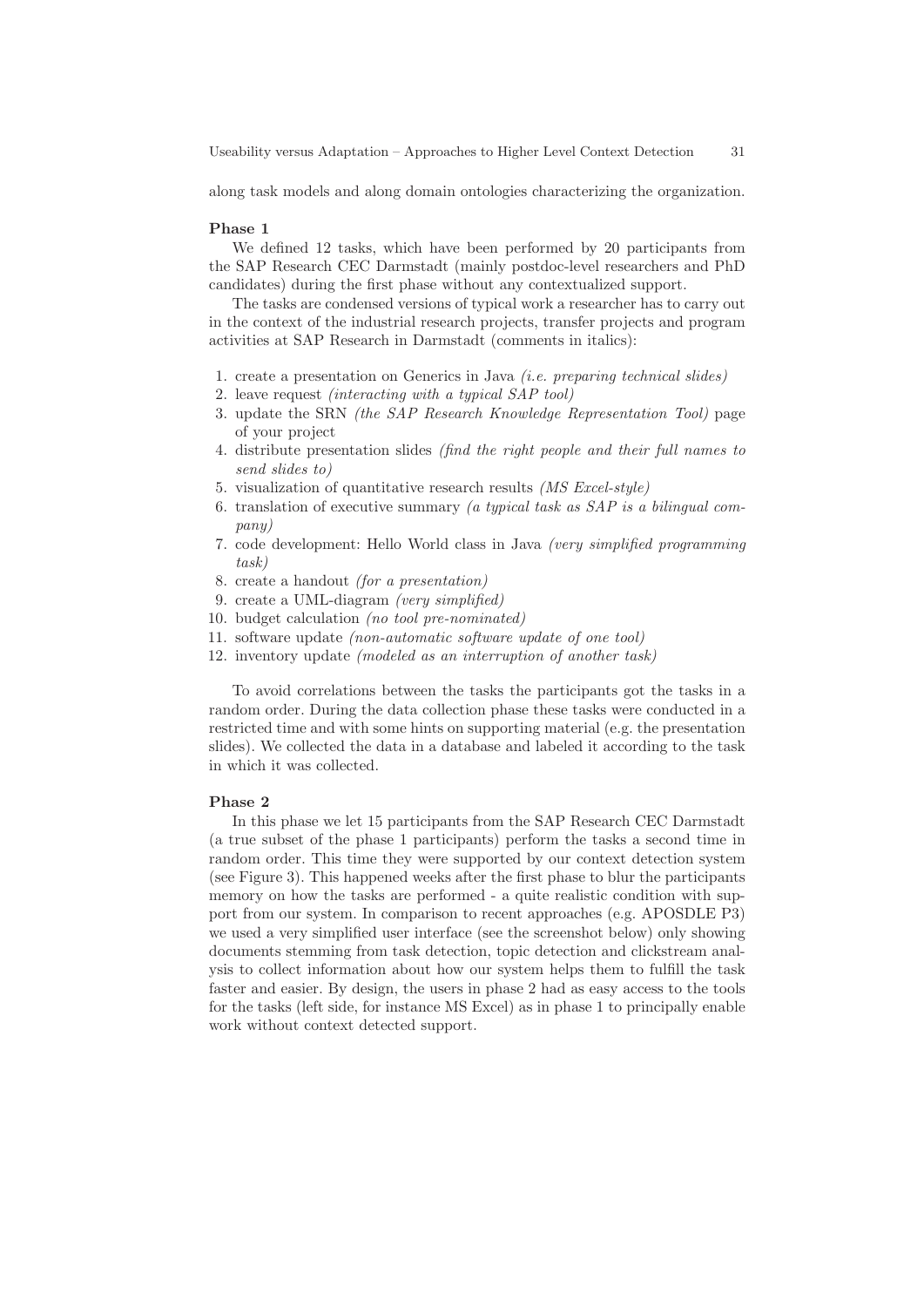along task models and along domain ontologies characterizing the organization.

**Phase 1**

We defined 12 tasks, which have been performed by 20 participants from the SAP Research CEC Darmstadt (mainly postdoc-level researchers and PhD candidates) during the first phase without any contextualized support.

The tasks are condensed versions of typical work a researcher has to carry out in the context of the industrial research projects, transfer projects and program activities at SAP Research in Darmstadt (comments in italics):

1. create a presentation on Generics in Java *(i.e. preparing technical slides)*
2. leave request *(interacting with a typical SAP tool)*
3. update the SRN *(the SAP Research Knowledge Representation Tool)* page of your project
4. distribute presentation slides *(find the right people and their full names to send slides to)*
5. visualization of quantitative research results *(MS Excel-style)*
6. translation of executive summary *(a typical task as SAP is a bilingual company)*
7. code development: Hello World class in Java *(very simplified programming task)*
8. create a handout *(for a presentation)*
9. create a UML-diagram *(very simplified)*
10. budget calculation *(no tool pre-nominated)*
11. software update *(non-automatic software update of one tool)*
12. inventory update *(modeled as an interruption of another task)*

To avoid correlations between the tasks the participants got the tasks in a random order. During the data collection phase these tasks were conducted in a restricted time and with some hints on supporting material (e.g. the presentation slides). We collected the data in a database and labeled it according to the task in which it was collected.

**Phase 2**

In this phase we let 15 participants from the SAP Research CEC Darmstadt (a true subset of the phase 1 participants) perform the tasks a second time in random order. This time they were supported by our context detection system (see Figure 3). This happened weeks after the first phase to blur the participants memory on how the tasks are performed - a quite realistic condition with support from our system. In comparison to recent approaches (e.g. APOSDLE P3) we used a very simplified user interface (see the screenshot below) only showing documents stemming from task detection, topic detection and clickstream analysis to collect information about how our system helps them to fulfill the task faster and easier. By design, the users in phase 2 had as easy access to the tools for the tasks (left side, for instance MS Excel) as in phase 1 to principally enable work without context detected support.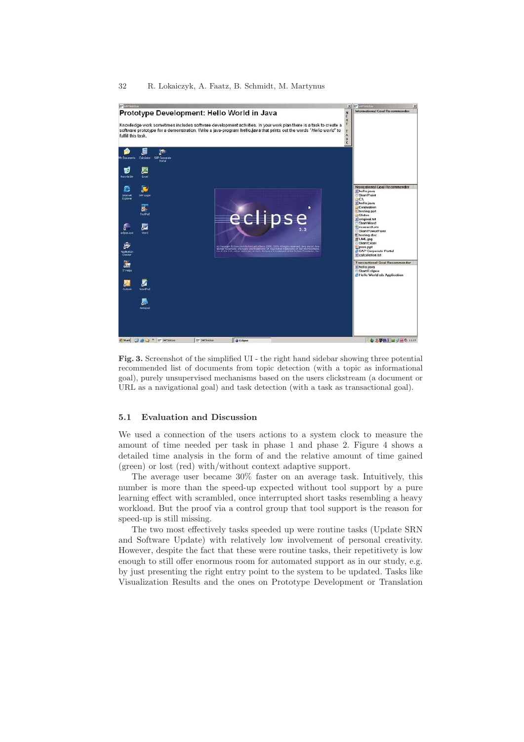**Fig. 3.** Screenshot of the simplified UI - the right hand sidebar showing three potential recommended list of documents from topic detection (with a topic as informational goal), purely unsupervised mechanisms based on the users clickstream (a document or URL as a navigational goal) and task detection (with a task as transactional goal).

### 5.1 Evaluation and Discussion

We used a connection of the users actions to a system clock to measure the amount of time needed per task in phase 1 and phase 2. Figure 4 shows a detailed time analysis in the form of and the relative amount of time gained (green) or lost (red) with/without context adaptive support.

The average user became 30% faster on an average task. Intuitively, this number is more than the speed-up expected without tool support by a pure learning effect with scrambled, once interrupted short tasks resembling a heavy workload. But the proof via a control group that tool support is the reason for speed-up is still missing.

The two most effectively tasks speeded up were routine tasks (Update SRN and Software Update) with relatively low involvement of personal creativity. However, despite the fact that these were routine tasks, their repetitivety is low enough to still offer enormous room for automated support as in our study, e.g. by just presenting the right entry point to the system to be updated. Tasks like Visualization Results and the ones on Prototype Development or Translation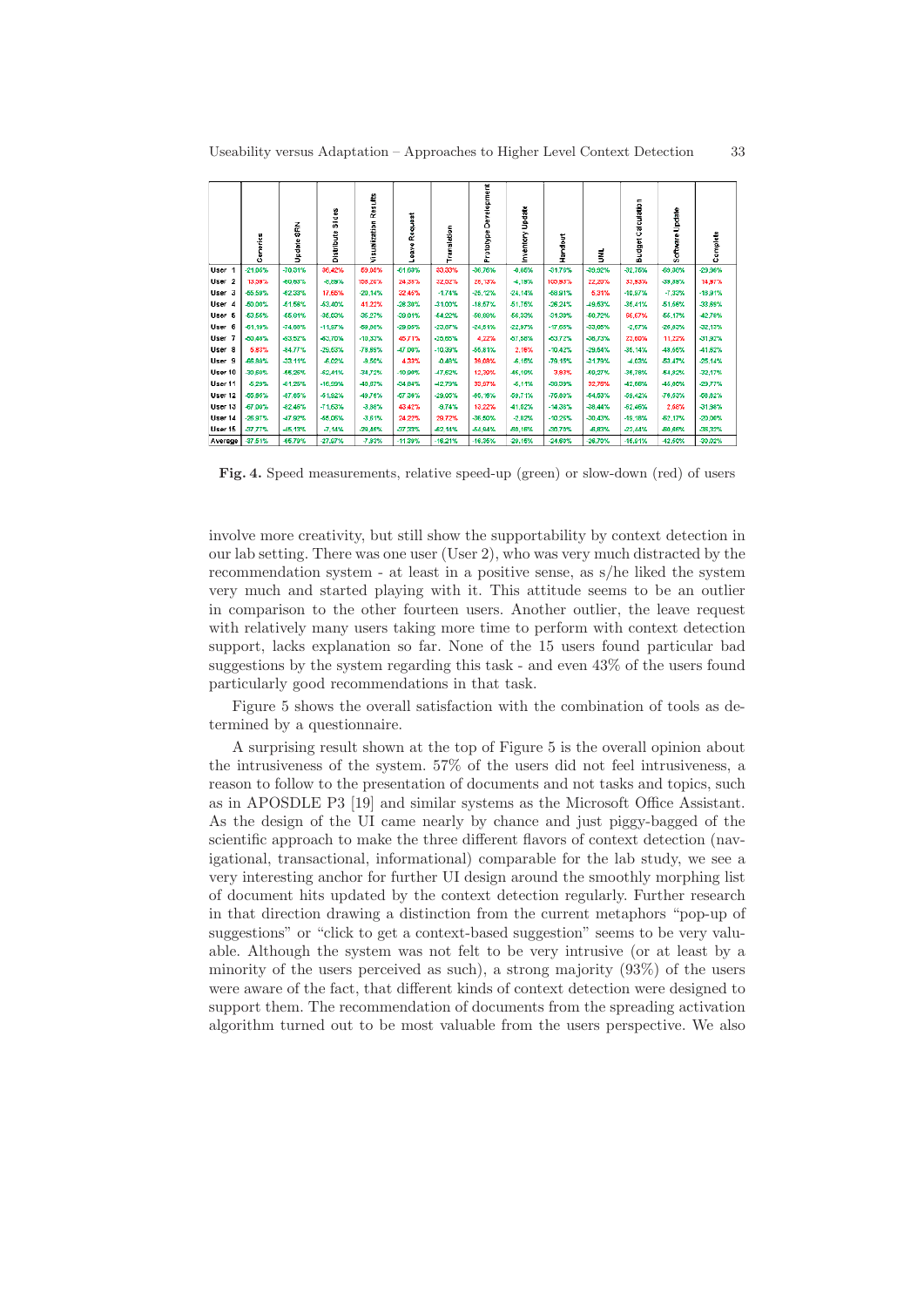| | Generics | Update SRN | Distribute Slides | Visualization Results | Leave Request | Translation | Prototype Development | Inventory Update | Handout | UML | Budget Calculation | Software Update | Complete |
|---|---|---|---|---|---|---|---|---|---|---|---|---|---|
| User 1 | -21,06% | -70,01% | 86,42% | 50,08% | -51,69% | 33,30% | -36,76% | -0,86% | -31,79% | -38,92% | -32,75% | -60,30% | -23,96% |
| User 2 | 13,36% | -60,63% | -0,89% | 106,20% | 24,35% | -32,02% | 28,13% | -4,18% | 100,93% | 22,20% | 33,93% | -38,88% | 14,87% |
| User 3 | -55,59% | -62,33% | 17,65% | -20,14% | 32,45% | -1,74% | -25,12% | -24,14% | -58,91% | 5,31% | -10,57% | -7,32% | -18,91% |
| User 4 | -50,00% | -51,58% | -53,40% | 41,22% | -28,30% | -31,00% | -18,57% | -51,75% | -36,24% | -49,53% | -35,41% | -51,66% | -33,86% |
| User 5 | -53,56% | -55,01% | -35,63% | -35,27% | -39,01% | -54,22% | -50,00% | -56,30% | -31,39% | -50,72% | 56,67% | -55,17% | -42,76% |
| User 6 | -61,19% | -74,66% | -11,67% | -59,06% | -29,05% | -23,07% | -24,51% | -22,97% | -17,05% | -33,05% | -2,67% | -26,53% | -32,13% |
| User 7 | -50,49% | -63,52% | -63,70% | -10,33% | 45,71% | -25,65% | 4,22% | -57,58% | -53,72% | -36,73% | 23,60% | 11,22% | -31,93% |
| User 8 | 5,83% | -34,77% | -29,53% | -78,89% | -47,06% | -10,39% | -56,81% | 2,16% | -10,42% | -29,64% | -35,14% | -48,56% | -41,52% |
| User 9 | -66,84% | -33,11% | -5,02% | -3,50% | 4,33% | -0,46% | 14,68% | -6,16% | -79,15% | -21,79% | -4,03% | -53,47% | -25,14% |
| User 10 | -30,56% | -56,25% | -52,41% | -34,72% | -10,96% | -47,62% | 12,30% | -45,10% | 3,93% | -50,27% | -36,78% | -54,92% | -32,17% |
| User 11 | -5,29% | -61,25% | -16,59% | -40,67% | -34,84% | -42,79% | 32,57% | -5,11% | -38,39% | 32,75% | -42,58% | -46,06% | -29,77% |
| User 12 | -55,56% | -37,65% | -51,52% | -49,76% | -57,34% | -29,05% | -65,15% | -59,71% | -75,80% | -54,53% | -58,42% | -79,53% | -58,82% |
| User 13 | -67,06% | -52,46% | -71,53% | -3,96% | 43,42% | -9,74% | 13,22% | -41,82% | -14,38% | -38,44% | -52,46% | 2,68% | -31,56% |
| User 14 | -26,97% | -47,92% | -56,05% | -3,51% | 24,27% | 29,72% | -36,50% | -2,92% | -10,25% | -30,43% | -19,19% | -52,17% | -20,06% |
| User 15 | -37,77% | -45,13% | -7,14% | -29,46% | -37,33% | -62,11% | -54,64% | -50,19% | -30,70% | -6,83% | -27,44% | -50,66% | -38,32% |
| Average | -37,51% | -55,79% | -27,57% | -7,93% | -11,39% | -16,21% | -16,35% | -29,15% | -24,69% | -26,70% | -16,01% | -42,60% | -30,02% |

**Fig. 4.** Speed measurements, relative speed-up (green) or slow-down (red) of users

involve more creativity, but still show the supportability by context detection in our lab setting. There was one user (User 2), who was very much distracted by the recommendation system - at least in a positive sense, as s/he liked the system very much and started playing with it. This attitude seems to be an outlier in comparison to the other fourteen users. Another outlier, the leave request with relatively many users taking more time to perform with context detection support, lacks explanation so far. None of the 15 users found particular bad suggestions by the system regarding this task - and even 43% of the users found particularly good recommendations in that task.

Figure 5 shows the overall satisfaction with the combination of tools as determined by a questionnaire.

A surprising result shown at the top of Figure 5 is the overall opinion about the intrusiveness of the system. 57% of the users did not feel intrusiveness, a reason to follow to the presentation of documents and not tasks and topics, such as in APOSDLE P3 [19] and similar systems as the Microsoft Office Assistant. As the design of the UI came nearly by chance and just piggy-bagged of the scientific approach to make the three different flavors of context detection (navigational, transactional, informational) comparable for the lab study, we see a very interesting anchor for further UI design around the smoothly morphing list of document hits updated by the context detection regularly. Further research in that direction drawing a distinction from the current metaphors "pop-up of suggestions" or "click to get a context-based suggestion" seems to be very valuable. Although the system was not felt to be very intrusive (or at least by a minority of the users perceived as such), a strong majority (93%) of the users were aware of the fact, that different kinds of context detection were designed to support them. The recommendation of documents from the spreading activation algorithm turned out to be most valuable from the users perspective. We also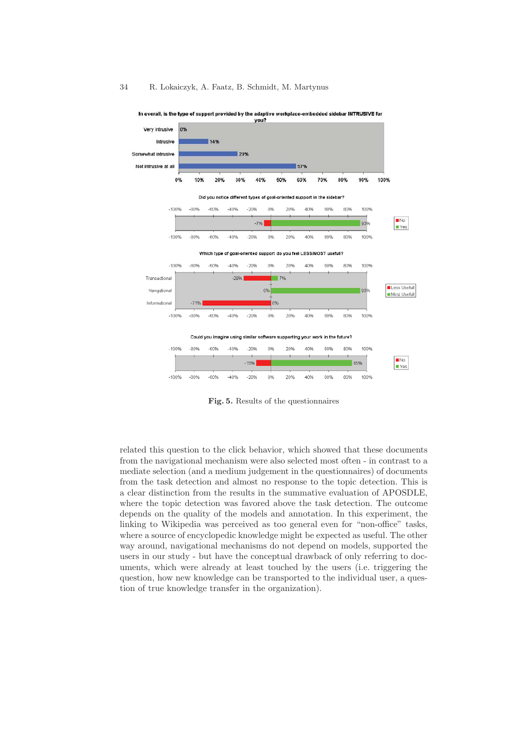Fig. 5. Results of the questionnaires

related this question to the click behavior, which showed that these documents from the navigational mechanism were also selected most often - in contrast to a mediate selection (and a medium judgement in the questionnaires) of documents from the task detection and almost no response to the topic detection. This is a clear distinction from the results in the summative evaluation of APOSDLE, where the topic detection was favored above the task detection. The outcome depends on the quality of the models and annotation. In this experiment, the linking to Wikipedia was perceived as too general even for "non-office" tasks, where a source of encyclopedic knowledge might be expected as useful. The other way around, navigational mechanisms do not depend on models, supported the users in our study - but have the conceptual drawback of only referring to documents, which were already at least touched by the users (i.e. triggering the question, how new knowledge can be transported to the individual user, a question of true knowledge transfer in the organization).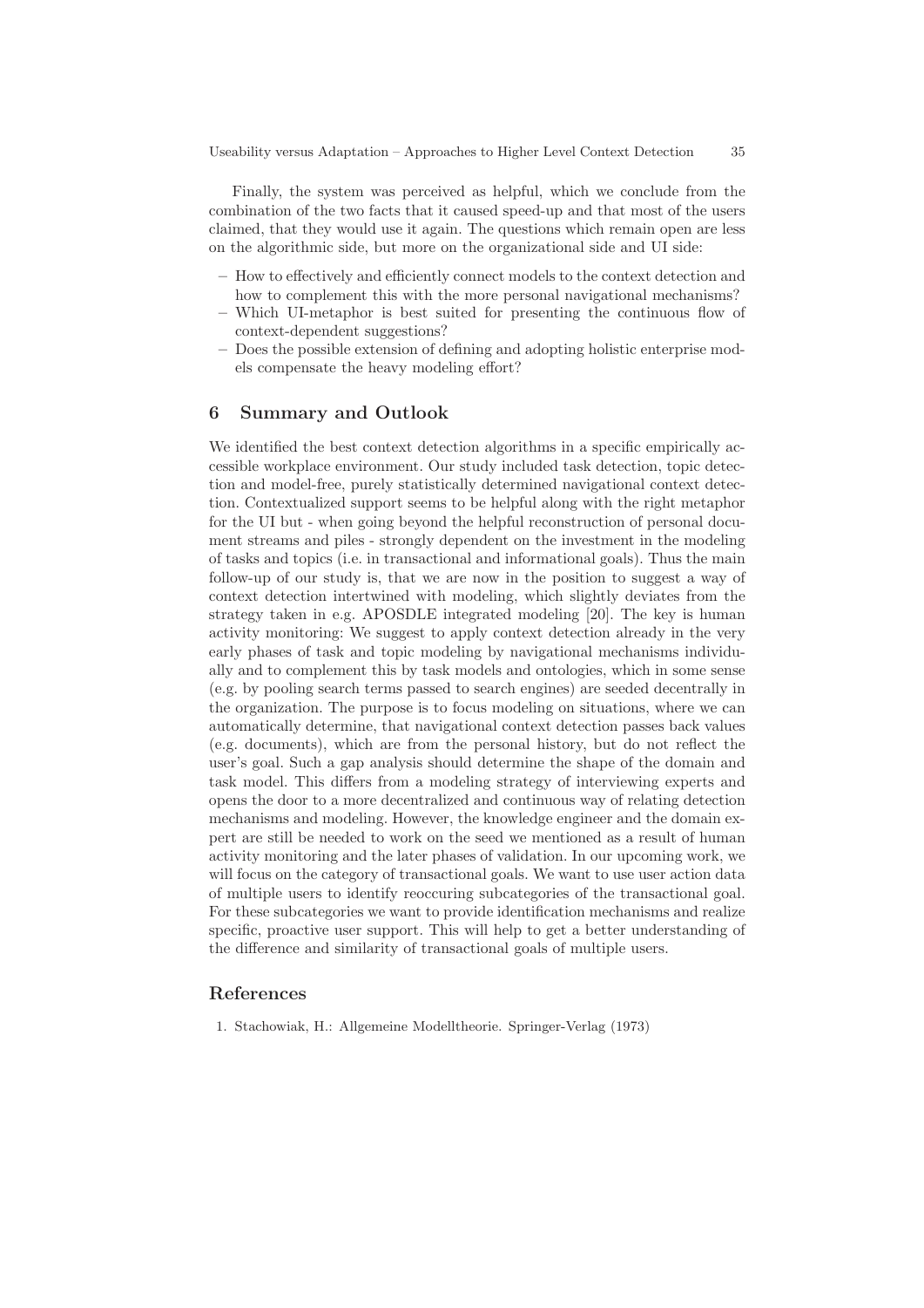Finally, the system was perceived as helpful, which we conclude from the combination of the two facts that it caused speed-up and that most of the users claimed, that they would use it again. The questions which remain open are less on the algorithmic side, but more on the organizational side and UI side:

- How to effectively and efficiently connect models to the context detection and how to complement this with the more personal navigational mechanisms?
- Which UI-metaphor is best suited for presenting the continuous flow of context-dependent suggestions?
- Does the possible extension of defining and adopting holistic enterprise models compensate the heavy modeling effort?

## 6 Summary and Outlook

We identified the best context detection algorithms in a specific empirically accessible workplace environment. Our study included task detection, topic detection and model-free, purely statistically determined navigational context detection. Contextualized support seems to be helpful along with the right metaphor for the UI but - when going beyond the helpful reconstruction of personal document streams and piles - strongly dependent on the investment in the modeling of tasks and topics (i.e. in transactional and informational goals). Thus the main follow-up of our study is, that we are now in the position to suggest a way of context detection intertwined with modeling, which slightly deviates from the strategy taken in e.g. APOSDLE integrated modeling [20]. The key is human activity monitoring: We suggest to apply context detection already in the very early phases of task and topic modeling by navigational mechanisms individually and to complement this by task models and ontologies, which in some sense (e.g. by pooling search terms passed to search engines) are seeded decentrally in the organization. The purpose is to focus modeling on situations, where we can automatically determine, that navigational context detection passes back values (e.g. documents), which are from the personal history, but do not reflect the user's goal. Such a gap analysis should determine the shape of the domain and task model. This differs from a modeling strategy of interviewing experts and opens the door to a more decentralized and continuous way of relating detection mechanisms and modeling. However, the knowledge engineer and the domain expert are still be needed to work on the seed we mentioned as a result of human activity monitoring and the later phases of validation. In our upcoming work, we will focus on the category of transactional goals. We want to use user action data of multiple users to identify reoccuring subcategories of the transactional goal. For these subcategories we want to provide identification mechanisms and realize specific, proactive user support. This will help to get a better understanding of the difference and similarity of transactional goals of multiple users.

## References

1. Stachowiak, H.: Allgemeine Modelltheorie. Springer-Verlag (1973)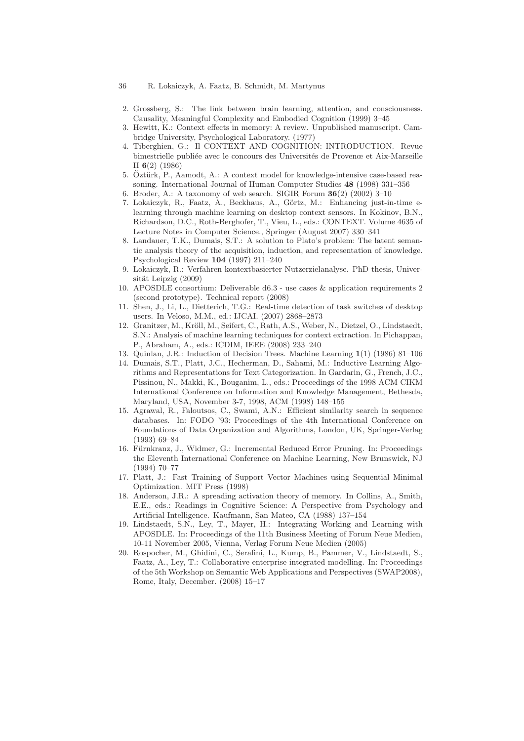2. Grossberg, S.: The link between brain learning, attention, and consciousness. Causality, Meaningful Complexity and Embodied Cognition (1999) 3–45
3. Hewitt, K.: Context effects in memory: A review. Unpublished manuscript. Cambridge University, Psychological Laboratory. (1977)
4. Tiberghien, G.: Il CONTEXT AND COGNITION: INTRODUCTION. Revue bimestrielle publiée avec le concours des Universités de Provenœ et Aix-Marseille II **6**(2) (1986)
5. Öztürk, P., Aamodt, A.: A context model for knowledge-intensive case-based reasoning. International Journal of Human Computer Studies **48** (1998) 331–356
6. Broder, A.: A taxonomy of web search. SIGIR Forum **36**(2) (2002) 3–10
7. Lokaiczyk, R., Faatz, A., Beckhaus, A., Görtz, M.: Enhancing just-in-time e-learning through machine learning on desktop context sensors. In Kokinov, B.N., Richardson, D.C., Roth-Berghofer, T., Vieu, L., eds.: CONTEXT. Volume 4635 of Lecture Notes in Computer Science., Springer (August 2007) 330–341
8. Landauer, T.K., Dumais, S.T.: A solution to Plato's problem: The latent semantic analysis theory of the acquisition, induction, and representation of knowledge. Psychological Review **104** (1997) 211–240
9. Lokaiczyk, R.: Verfahren kontextbasierter Nutzerzielanalyse. PhD thesis, Universität Leipzig (2009)
10. APOSDLE consortium: Deliverable d6.3 - use cases & application requirements 2 (second prototype). Technical report (2008)
11. Shen, J., Li, L., Dietterich, T.G.: Real-time detection of task switches of desktop users. In Veloso, M.M., ed.: IJCAI. (2007) 2868–2873
12. Granitzer, M., Kröll, M., Seifert, C., Rath, A.S., Weber, N., Dietzel, O., Lindstaedt, S.N.: Analysis of machine learning techniques for context extraction. In Pichappan, P., Abraham, A., eds.: ICDIM, IEEE (2008) 233–240
13. Quinlan, J.R.: Induction of Decision Trees. Machine Learning **1**(1) (1986) 81–106
14. Dumais, S.T., Platt, J.C., Hecherman, D., Sahami, M.: Inductive Learning Algorithms and Representations for Text Categorization. In Gardarin, G., French, J.C., Pissinou, N., Makki, K., Bouganim, L., eds.: Proceedings of the 1998 ACM CIKM International Conference on Information and Knowledge Management, Bethesda, Maryland, USA, November 3-7, 1998, ACM (1998) 148–155
15. Agrawal, R., Faloutsos, C., Swami, A.N.: Efficient similarity search in sequence databases. In: FODO '93: Proceedings of the 4th International Conference on Foundations of Data Organization and Algorithms, London, UK, Springer-Verlag (1993) 69–84
16. Fürnkranz, J., Widmer, G.: Incremental Reduced Error Pruning. In: Proceedings the Eleventh International Conference on Machine Learning, New Brunswick, NJ (1994) 70–77
17. Platt, J.: Fast Training of Support Vector Machines using Sequential Minimal Optimization. MIT Press (1998)
18. Anderson, J.R.: A spreading activation theory of memory. In Collins, A., Smith, E.E., eds.: Readings in Cognitive Science: A Perspective from Psychology and Artificial Intelligence. Kaufmann, San Mateo, CA (1988) 137–154
19. Lindstaedt, S.N., Ley, T., Mayer, H.: Integrating Working and Learning with APOSDLE. In: Proceedings of the 11th Business Meeting of Forum Neue Medien, 10-11 November 2005, Vienna, Verlag Forum Neue Medien (2005)
20. Rospocher, M., Ghidini, C., Serafini, L., Kump, B., Pammer, V., Lindstaedt, S., Faatz, A., Ley, T.: Collaborative enterprise integrated modelling. In: Proceedings of the 5th Workshop on Semantic Web Applications and Perspectives (SWAP2008), Rome, Italy, December. (2008) 15–17